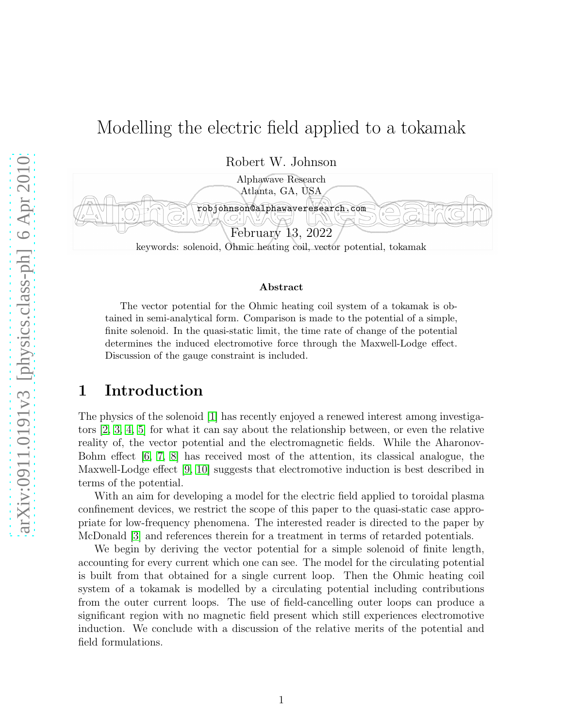# Modelling the electric field applied to a tokamak

Robert W. Johnson

Alphawave Research
Atlanta, GA, USA

robjohnson@alphawaveresearch.com

February 13, 2022

keywords: solenoid, Ohmic heating coil, vector potential, tokamak

### Abstract

The vector potential for the Ohmic heating coil system of a tokamak is obtained in semi-analytical form. Comparison is made to the potential of a simple, finite solenoid. In the quasi-static limit, the time rate of change of the potential determines the induced electromotive force through the Maxwell-Lodge effect. Discussion of the gauge constraint is included.

## 1 Introduction

The physics of the solenoid [1] has recently enjoyed a renewed interest among investigators [2, 3, 4, 5] for what it can say about the relationship between, or even the relative reality of, the vector potential and the electromagnetic fields. While the Aharonov-Bohm effect [6, 7, 8] has received most of the attention, its classical analogue, the Maxwell-Lodge effect [9, 10] suggests that electromotive induction is best described in terms of the potential.

With an aim for developing a model for the electric field applied to toroidal plasma confinement devices, we restrict the scope of this paper to the quasi-static case appropriate for low-frequency phenomena. The interested reader is directed to the paper by McDonald [3] and references therein for a treatment in terms of retarded potentials.

We begin by deriving the vector potential for a simple solenoid of finite length, accounting for every current which one can see. The model for the circulating potential is built from that obtained for a single current loop. Then the Ohmic heating coil system of a tokamak is modelled by a circulating potential including contributions from the outer current loops. The use of field-cancelling outer loops can produce a significant region with no magnetic field present which still experiences electromotive induction. We conclude with a discussion of the relative merits of the potential and field formulations.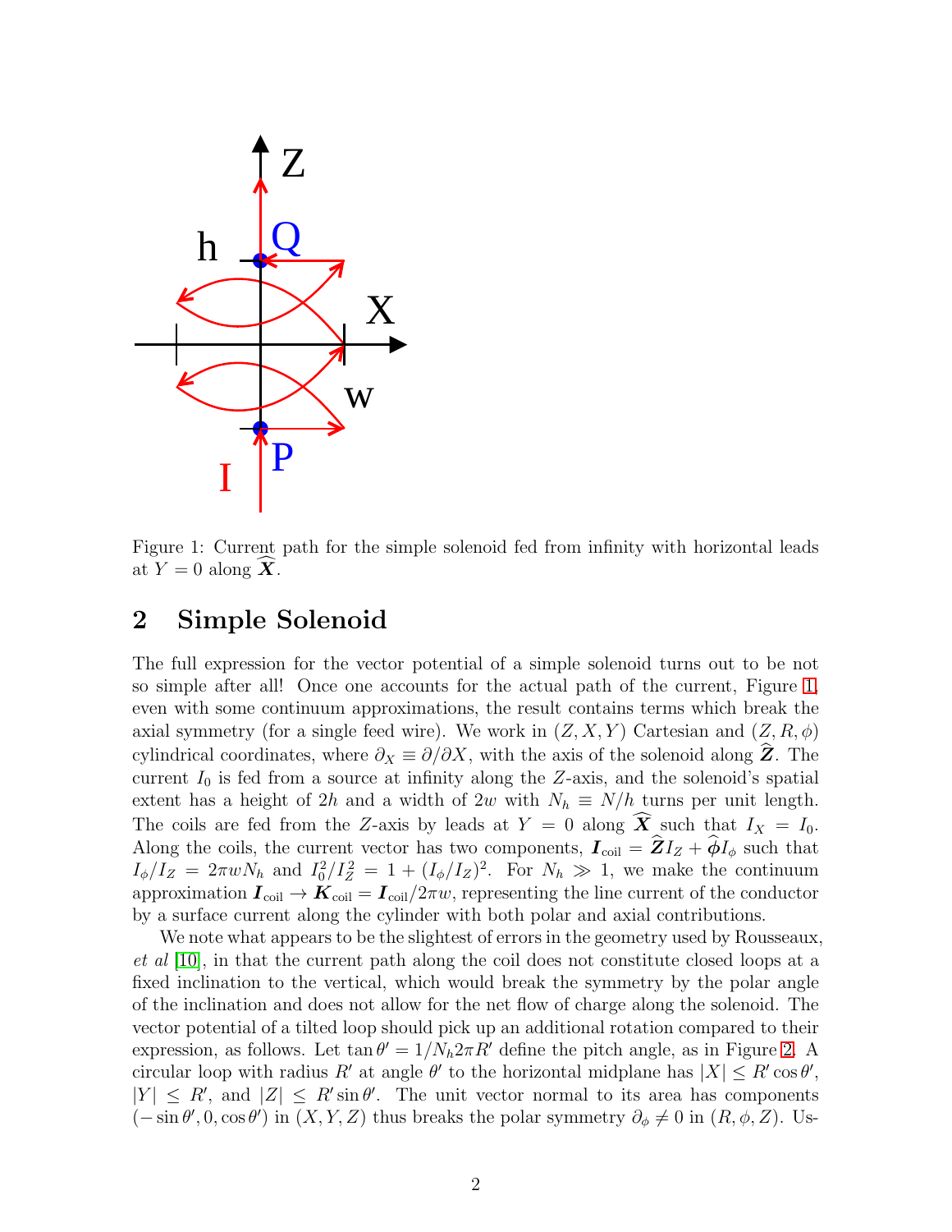Figure 1: Current path for the simple solenoid fed from infinity with horizontal leads at $Y = 0$ along $\widehat{\boldsymbol{X}}$.

## 2 Simple Solenoid

The full expression for the vector potential of a simple solenoid turns out to be not so simple after all! Once one accounts for the actual path of the current, Figure 1, even with some continuum approximations, the result contains terms which break the axial symmetry (for a single feed wire). We work in $(Z, X, Y)$ Cartesian and $(Z, R, \phi)$ cylindrical coordinates, where $\partial_X \equiv \partial/\partial X$, with the axis of the solenoid along $\widehat{\boldsymbol{Z}}$. The current $I_0$ is fed from a source at infinity along the $Z$-axis, and the solenoid's spatial extent has a height of $2h$ and a width of $2w$ with $N_h \equiv N/h$ turns per unit length. The coils are fed from the $Z$-axis by leads at $Y = 0$ along $\widehat{\boldsymbol{X}}$ such that $I_X = I_0$. Along the coils, the current vector has two components, $\boldsymbol{I}_{\text{coil}} = \widehat{\boldsymbol{Z}} I_Z + \widehat{\boldsymbol{\phi}} I_\phi$ such that $I_\phi/I_Z = 2\pi w N_h$ and $I_0^2/I_Z^2 = 1 + (I_\phi/I_Z)^2$. For $N_h \gg 1$, we make the continuum approximation $\boldsymbol{I}_{\text{coil}} \to \boldsymbol{K}_{\text{coil}} = \boldsymbol{I}_{\text{coil}}/2\pi w$, representing the line current of the conductor by a surface current along the cylinder with both polar and axial contributions.

We note what appears to be the slightest of errors in the geometry used by Rousseaux, *et al* [10], in that the current path along the coil does not constitute closed loops at a fixed inclination to the vertical, which would break the symmetry by the polar angle of the inclination and does not allow for the net flow of charge along the solenoid. The vector potential of a tilted loop should pick up an additional rotation compared to their expression, as follows. Let $\tan\theta' = 1/N_h 2\pi R'$ define the pitch angle, as in Figure 2. A circular loop with radius $R'$ at angle $\theta'$ to the horizontal midplane has $|X| \leq R' \cos\theta'$, $|Y| \leq R'$, and $|Z| \leq R' \sin\theta'$. The unit vector normal to its area has components $(-\sin\theta', 0, \cos\theta')$ in $(X, Y, Z)$ thus breaks the polar symmetry $\partial_\phi \neq 0$ in $(R, \phi, Z)$. Us-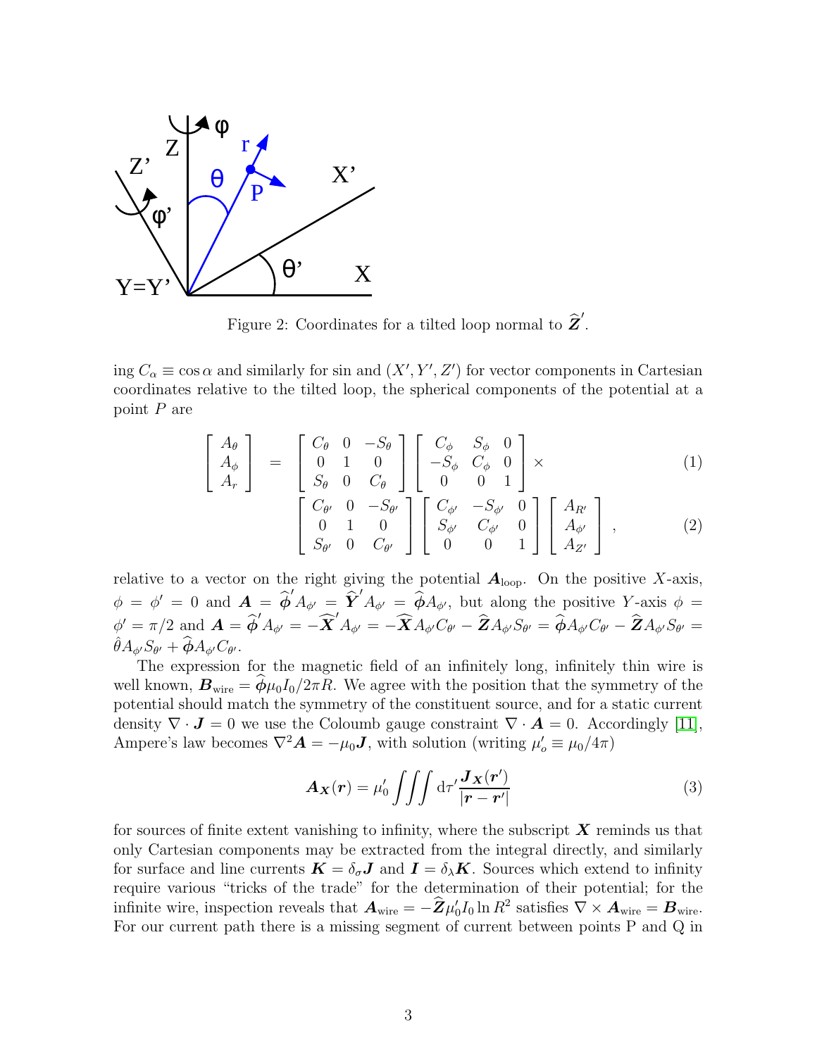Figure 2: Coordinates for a tilted loop normal to $\widehat{\boldsymbol{Z}}'$.

ing $C_\alpha \equiv \cos\alpha$ and similarly for sin and $(X', Y', Z')$ for vector components in Cartesian coordinates relative to the tilted loop, the spherical components of the potential at a point $P$ are

$$
\begin{bmatrix} A_\theta \\ A_\phi \\ A_r \end{bmatrix} = \begin{bmatrix} C_\theta & 0 & -S_\theta \\ 0 & 1 & 0 \\ S_\theta & 0 & C_\theta \end{bmatrix} \begin{bmatrix} C_\phi & S_\phi & 0 \\ -S_\phi & C_\phi & 0 \\ 0 & 0 & 1 \end{bmatrix} \times \tag{1}
$$

$$
\begin{bmatrix} C_{\theta'} & 0 & -S_{\theta'} \\ 0 & 1 & 0 \\ S_{\theta'} & 0 & C_{\theta'} \end{bmatrix} \begin{bmatrix} C_{\phi'} & -S_{\phi'} & 0 \\ S_{\phi'} & C_{\phi'} & 0 \\ 0 & 0 & 1 \end{bmatrix} \begin{bmatrix} A_{R'} \\ A_{\phi'} \\ A_{Z'} \end{bmatrix}, \tag{2}
$$

relative to a vector on the right giving the potential $\boldsymbol{A}_{\text{loop}}$. On the positive $X$-axis, $\phi = \phi' = 0$ and $\boldsymbol{A} = \widehat{\boldsymbol{\phi}}' A_{\phi'} = \widehat{\boldsymbol{Y}}' A_{\phi'} = \widehat{\boldsymbol{\phi}} A_{\phi'}$, but along the positive $Y$-axis $\phi = \phi' = \pi/2$ and $\boldsymbol{A} = \widehat{\boldsymbol{\phi}}' A_{\phi'} = -\widehat{\boldsymbol{X}}' A_{\phi'} = -\widehat{\boldsymbol{X}} A_{\phi'} C_{\theta'} - \widehat{\boldsymbol{Z}} A_{\phi'} S_{\theta'} = \widehat{\boldsymbol{\phi}} A_{\phi'} C_{\theta'} - \widehat{\boldsymbol{Z}} A_{\phi'} S_{\theta'} = \hat{\theta} A_{\phi'} S_{\theta'} + \widehat{\boldsymbol{\phi}} A_{\phi'} C_{\theta'}$.

The expression for the magnetic field of an infinitely long, infinitely thin wire is well known, $\boldsymbol{B}_{\text{wire}} = \widehat{\boldsymbol{\phi}} \mu_0 I_0 / 2\pi R$. We agree with the position that the symmetry of the potential should match the symmetry of the constituent source, and for a static current density $\nabla \cdot \boldsymbol{J} = 0$ we use the Coloumb gauge constraint $\nabla \cdot \boldsymbol{A} = 0$. Accordingly [11], Ampere's law becomes $\nabla^2 \boldsymbol{A} = -\mu_0 \boldsymbol{J}$, with solution (writing $\mu_o' \equiv \mu_0/4\pi$)

$$
\boldsymbol{A}_{\boldsymbol{X}}(\boldsymbol{r}) = \mu_0' \iiint \mathrm{d}\tau' \frac{\boldsymbol{J}_{\boldsymbol{X}}(\boldsymbol{r}')}{|\boldsymbol{r} - \boldsymbol{r}'|} \tag{3}
$$

for sources of finite extent vanishing to infinity, where the subscript $\boldsymbol{X}$ reminds us that only Cartesian components may be extracted from the integral directly, and similarly for surface and line currents $\boldsymbol{K} = \delta_\sigma \boldsymbol{J}$ and $\boldsymbol{I} = \delta_\lambda \boldsymbol{K}$. Sources which extend to infinity require various "tricks of the trade" for the determination of their potential; for the infinite wire, inspection reveals that $\boldsymbol{A}_{\text{wire}} = -\widehat{\boldsymbol{Z}} \mu_0' I_0 \ln R^2$ satisfies $\nabla \times \boldsymbol{A}_{\text{wire}} = \boldsymbol{B}_{\text{wire}}$. For our current path there is a missing segment of current between points P and Q in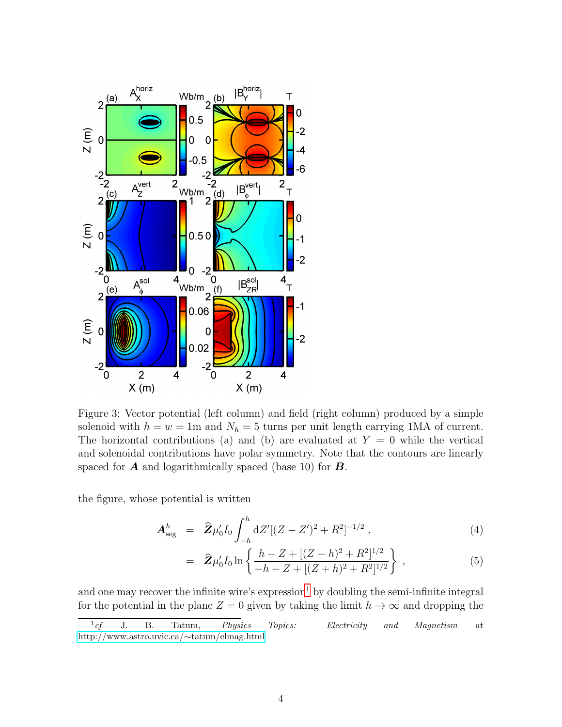Figure 3: Vector potential (left column) and field (right column) produced by a simple solenoid with $h = w = 1$m and $N_h = 5$ turns per unit length carrying 1MA of current. The horizontal contributions (a) and (b) are evaluated at $Y = 0$ while the vertical and solenoidal contributions have polar symmetry. Note that the contours are linearly spaced for $\boldsymbol{A}$ and logarithmically spaced (base 10) for $\boldsymbol{B}$.

the figure, whose potential is written

$$
\begin{aligned}
\boldsymbol{A}^h_{\text{seg}} &= \widehat{\boldsymbol{Z}}\mu_0' I_0 \int_{-h}^{h} \mathrm{d}Z'[(Z - Z')^2 + R^2]^{-1/2} \,, && (4) \\
&= \widehat{\boldsymbol{Z}}\mu_0' I_0 \ln\left\{ \frac{h - Z + [(Z - h)^2 + R^2]^{1/2}}{-h - Z + [(Z + h)^2 + R^2]^{1/2}} \right\} \,, && (5)
\end{aligned}
$$

and one may recover the infinite wire's expression[1] by doubling the semi-infinite integral for the potential in the plane $Z = 0$ given by taking the limit $h \to \infty$ and dropping the

[1] *cf* J. B. Tatum, *Physics Topics: Electricity and Magnetism* at http://www.astro.uvic.ca/~tatum/elmag.html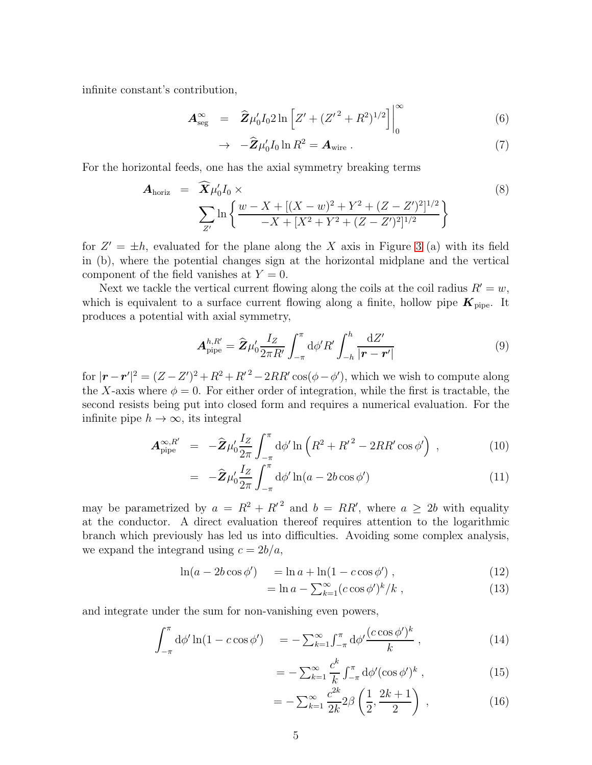infinite constant's contribution,

$$
\boldsymbol{A}_{\rm seg}^{\infty} = \widehat{\boldsymbol{Z}}\mu_0' I_0 2\ln\left[Z' + ({Z'}^2 + R^2)^{1/2}\right]\Big|_0^{\infty} \tag{6}
$$

$$
\to -\widehat{\boldsymbol{Z}}\mu_0' I_0 \ln R^2 = \boldsymbol{A}_{\rm wire}\,. \tag{7}
$$

For the horizontal feeds, one has the axial symmetry breaking terms

$$
\boldsymbol{A}_{\rm horiz} = \widehat{\boldsymbol{X}}\mu_0' I_0 \times \sum_{Z'} \ln\left\{\frac{w - X + [(X-w)^2 + Y^2 + (Z-Z')^2]^{1/2}}{-X + [X^2 + Y^2 + (Z-Z')^2]^{1/2}}\right\} \tag{8}
$$

for $Z' = \pm h$, evaluated for the plane along the $X$ axis in Figure 3 (a) with its field in (b), where the potential changes sign at the horizontal midplane and the vertical component of the field vanishes at $Y = 0$.

Next we tackle the vertical current flowing along the coils at the coil radius $R' = w$, which is equivalent to a surface current flowing along a finite, hollow pipe $\boldsymbol{K}_{\rm pipe}$. It produces a potential with axial symmetry,

$$
\boldsymbol{A}_{\rm pipe}^{h,R'} = \widehat{\boldsymbol{Z}}\mu_0' \frac{I_Z}{2\pi R'}\int_{-\pi}^{\pi} \mathrm{d}\phi' R' \int_{-h}^{h} \frac{\mathrm{d}Z'}{|\boldsymbol{r} - \boldsymbol{r}'|} \tag{9}
$$

for $|\boldsymbol{r} - \boldsymbol{r}'|^2 = (Z - Z')^2 + R^2 + {R'}^2 - 2RR'\cos(\phi - \phi')$, which we wish to compute along the $X$-axis where $\phi = 0$. For either order of integration, while the first is tractable, the second resists being put into closed form and requires a numerical evaluation. For the infinite pipe $h \to \infty$, its integral

$$
\boldsymbol{A}_{\rm pipe}^{\infty,R'} = -\widehat{\boldsymbol{Z}}\mu_0' \frac{I_Z}{2\pi}\int_{-\pi}^{\pi} \mathrm{d}\phi' \ln\left(R^2 + {R'}^2 - 2RR'\cos\phi'\right)\,, \tag{10}
$$

$$
= -\widehat{\boldsymbol{Z}}\mu_0' \frac{I_Z}{2\pi}\int_{-\pi}^{\pi} \mathrm{d}\phi' \ln(a - 2b\cos\phi') \tag{11}
$$

may be parametrized by $a = R^2 + {R'}^2$ and $b = RR'$, where $a \geq 2b$ with equality at the conductor. A direct evaluation thereof requires attention to the logarithmic branch which previously has led us into difficulties. Avoiding some complex analysis, we expand the integrand using $c = 2b/a$,

$$
\ln(a - 2b\cos\phi') = \ln a + \ln(1 - c\cos\phi')\,, \tag{12}
$$

$$
= \ln a - \textstyle\sum_{k=1}^{\infty}(c\cos\phi')^k/k\,, \tag{13}
$$

and integrate under the sum for non-vanishing even powers,

$$
\int_{-\pi}^{\pi} \mathrm{d}\phi' \ln(1 - c\cos\phi') = -\textstyle\sum_{k=1}^{\infty}\int_{-\pi}^{\pi} \mathrm{d}\phi' \dfrac{(c\cos\phi')^k}{k}\,, \tag{14}
$$

$$
= -\textstyle\sum_{k=1}^{\infty} \dfrac{c^k}{k}\int_{-\pi}^{\pi} \mathrm{d}\phi' (\cos\phi')^k\,, \tag{15}
$$

$$
= -\textstyle\sum_{k=1}^{\infty} \dfrac{c^{2k}}{2k} 2\beta\left(\dfrac{1}{2}, \dfrac{2k+1}{2}\right)\,, \tag{16}
$$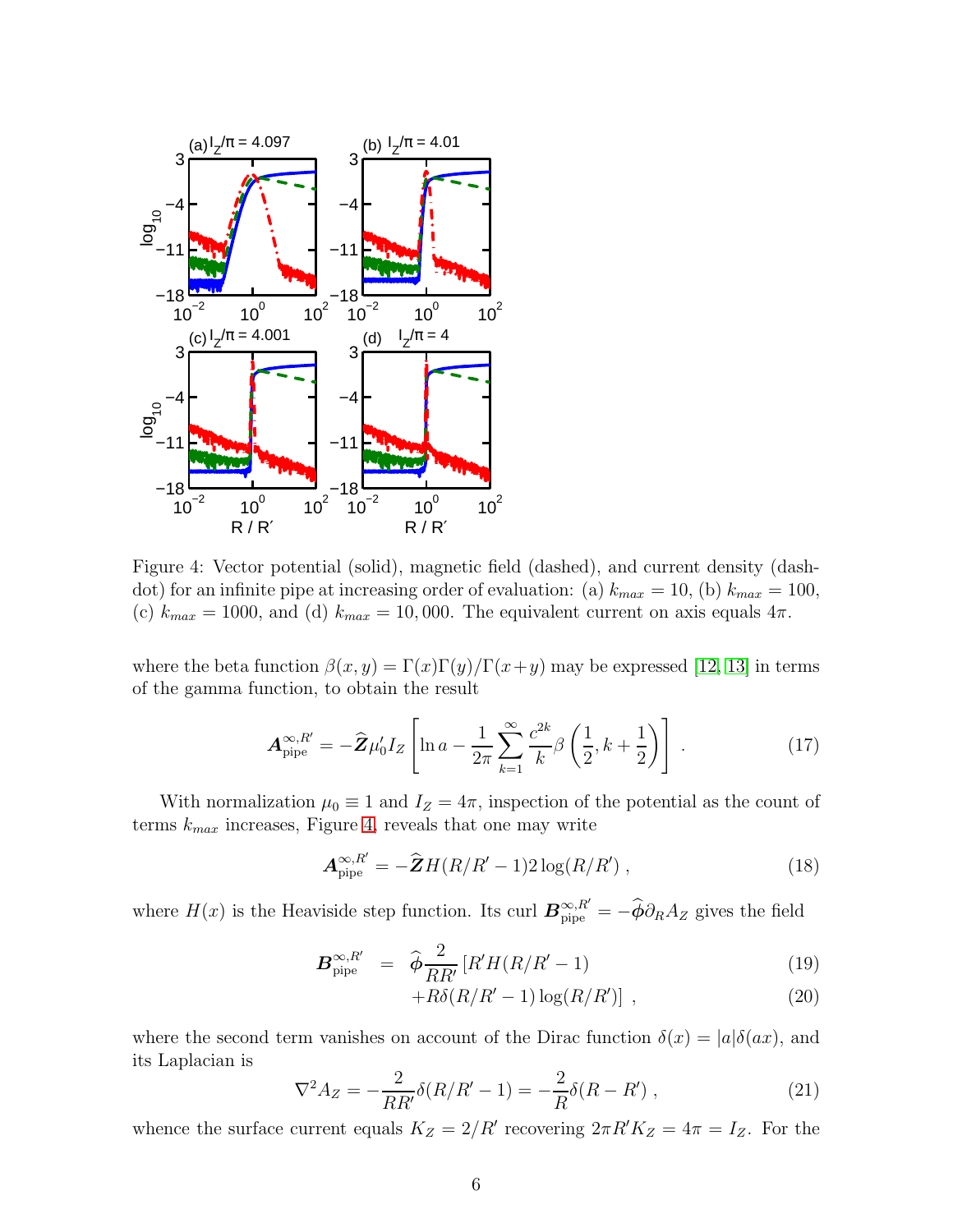Figure 4: Vector potential (solid), magnetic field (dashed), and current density (dash-dot) for an infinite pipe at increasing order of evaluation: (a) $k_{max} = 10$, (b) $k_{max} = 100$, (c) $k_{max} = 1000$, and (d) $k_{max} = 10,000$. The equivalent current on axis equals $4\pi$.

where the beta function $\beta(x, y) = \Gamma(x)\Gamma(y)/\Gamma(x+y)$ may be expressed [12, 13] in terms of the gamma function, to obtain the result

$$\boldsymbol{A}^{\infty,R'}_{\text{pipe}} = -\widehat{\boldsymbol{Z}}\mu_0' I_Z \left[ \ln a - \frac{1}{2\pi} \sum_{k=1}^{\infty} \frac{c^{2k}}{k} \beta\left(\frac{1}{2}, k + \frac{1}{2}\right) \right] . \tag{17}$$

With normalization $\mu_0 \equiv 1$ and $I_Z = 4\pi$, inspection of the potential as the count of terms $k_{max}$ increases, Figure 4, reveals that one may write

$$\boldsymbol{A}^{\infty,R'}_{\text{pipe}} = -\widehat{\boldsymbol{Z}} H(R/R' - 1) 2 \log(R/R') , \tag{18}$$

where $H(x)$ is the Heaviside step function. Its curl $\boldsymbol{B}^{\infty,R'}_{\text{pipe}} = -\widehat{\boldsymbol{\phi}} \partial_R A_Z$ gives the field

$$\boldsymbol{B}^{\infty,R'}_{\text{pipe}} = \widehat{\boldsymbol{\phi}} \frac{2}{RR'} \left[ R' H(R/R' - 1) \right. \tag{19}$$

$$\left. + R\delta(R/R' - 1) \log(R/R') \right] , \tag{20}$$

where the second term vanishes on account of the Dirac function $\delta(x) = |a|\delta(ax)$, and its Laplacian is

$$\nabla^2 A_Z = -\frac{2}{RR'} \delta(R/R' - 1) = -\frac{2}{R} \delta(R - R') , \tag{21}$$

whence the surface current equals $K_Z = 2/R'$ recovering $2\pi R' K_Z = 4\pi = I_Z$. For the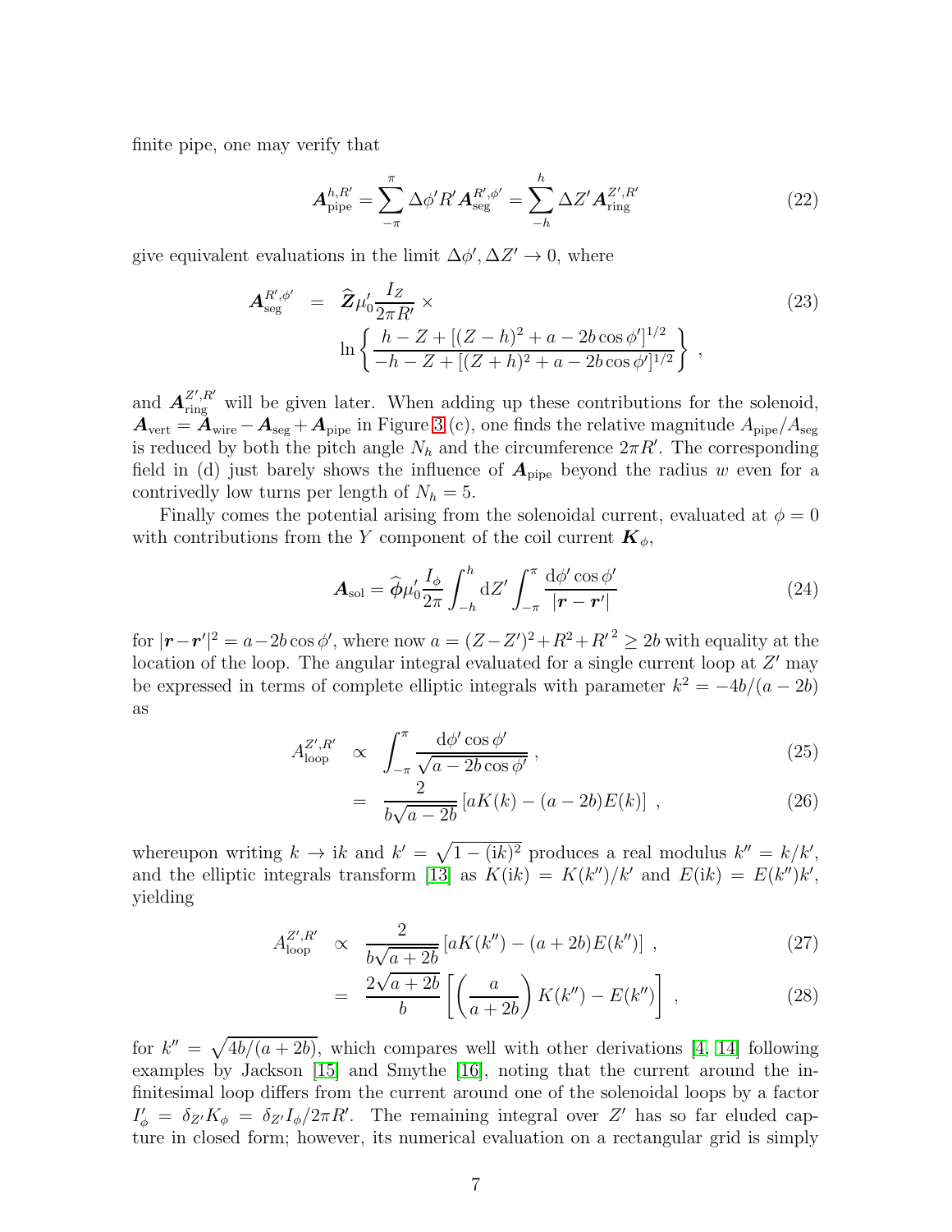finite pipe, one may verify that

$$\boldsymbol{A}_{\text{pipe}}^{h,R'} = \sum_{-\pi}^{\pi} \Delta\phi' R' \boldsymbol{A}_{\text{seg}}^{R',\phi'} = \sum_{-h}^{h} \Delta Z' \boldsymbol{A}_{\text{ring}}^{Z',R'} \tag{22}$$

give equivalent evaluations in the limit $\Delta\phi', \Delta Z' \to 0$, where

$$\begin{aligned}\boldsymbol{A}_{\text{seg}}^{R',\phi'} &= \widehat{\boldsymbol{Z}}\mu_0' \frac{I_Z}{2\pi R'} \times \\ &\quad \ln\left\{ \frac{h - Z + [(Z-h)^2 + a - 2b\cos\phi']^{1/2}}{-h - Z + [(Z+h)^2 + a - 2b\cos\phi']^{1/2}} \right\} ,\end{aligned} \tag{23}$$

and $\boldsymbol{A}_{\text{ring}}^{Z',R'}$ will be given later. When adding up these contributions for the solenoid, $\boldsymbol{A}_{\text{vert}} = \boldsymbol{A}_{\text{wire}} - \boldsymbol{A}_{\text{seg}} + \boldsymbol{A}_{\text{pipe}}$ in Figure 3 (c), one finds the relative magnitude $A_{\text{pipe}}/A_{\text{seg}}$ is reduced by both the pitch angle $N_h$ and the circumference $2\pi R'$. The corresponding field in (d) just barely shows the influence of $\boldsymbol{A}_{\text{pipe}}$ beyond the radius $w$ even for a contrivedly low turns per length of $N_h = 5$.

Finally comes the potential arising from the solenoidal current, evaluated at $\phi = 0$ with contributions from the $Y$ component of the coil current $\boldsymbol{K}_\phi$,

$$\boldsymbol{A}_{\text{sol}} = \widehat{\boldsymbol{\phi}}\mu_0' \frac{I_\phi}{2\pi} \int_{-h}^{h} \mathrm{d}Z' \int_{-\pi}^{\pi} \frac{\mathrm{d}\phi' \cos\phi'}{|\boldsymbol{r} - \boldsymbol{r}'|} \tag{24}$$

for $|\boldsymbol{r} - \boldsymbol{r}'|^2 = a - 2b\cos\phi'$, where now $a = (Z - Z')^2 + R^2 + {R'}^2 \geq 2b$ with equality at the location of the loop. The angular integral evaluated for a single current loop at $Z'$ may be expressed in terms of complete elliptic integrals with parameter $k^2 = -4b/(a - 2b)$ as

$$\begin{aligned} A_{\text{loop}}^{Z',R'} &\propto \int_{-\pi}^{\pi} \frac{\mathrm{d}\phi' \cos\phi'}{\sqrt{a - 2b\cos\phi'}} , & (25) \\ &= \frac{2}{b\sqrt{a - 2b}} \left[ aK(k) - (a - 2b)E(k) \right] , & (26) \end{aligned}$$

whereupon writing $k \to \mathrm{i}k$ and $k' = \sqrt{1 - (\mathrm{i}k)^2}$ produces a real modulus $k'' = k/k'$, and the elliptic integrals transform [13] as $K(\mathrm{i}k) = K(k'')/k'$ and $E(\mathrm{i}k) = E(k'')k'$, yielding

$$\begin{aligned} A_{\text{loop}}^{Z',R'} &\propto \frac{2}{b\sqrt{a + 2b}} \left[ aK(k'') - (a + 2b)E(k'') \right] , & (27) \\ &= \frac{2\sqrt{a + 2b}}{b} \left[ \left( \frac{a}{a + 2b} \right) K(k'') - E(k'') \right] , & (28) \end{aligned}$$

for $k'' = \sqrt{4b/(a + 2b)}$, which compares well with other derivations [4, 14] following examples by Jackson [15] and Smythe [16], noting that the current around the infinitesimal loop differs from the current around one of the solenoidal loops by a factor $I'_\phi = \delta_{Z'} K_\phi = \delta_{Z'} I_\phi / 2\pi R'$. The remaining integral over $Z'$ has so far eluded capture in closed form; however, its numerical evaluation on a rectangular grid is simply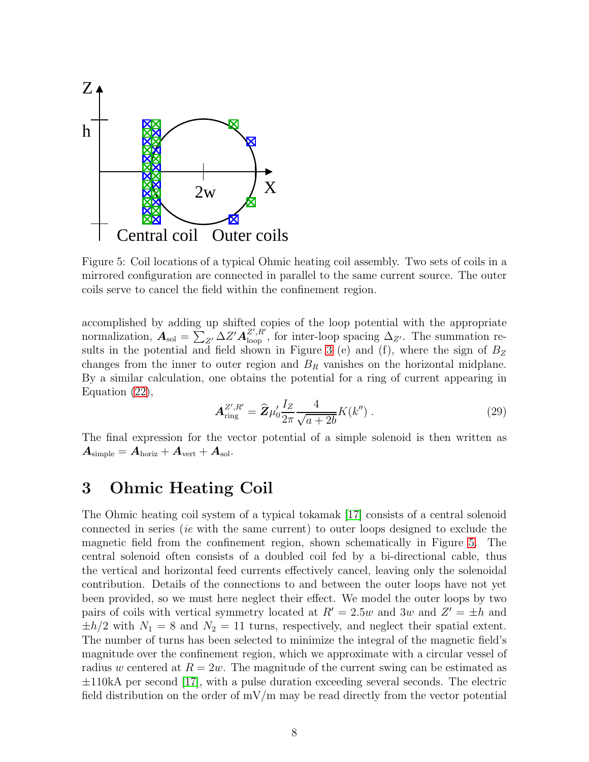Figure 5: Coil locations of a typical Ohmic heating coil assembly. Two sets of coils in a mirrored configuration are connected in parallel to the same current source. The outer coils serve to cancel the field within the confinement region.

accomplished by adding up shifted copies of the loop potential with the appropriate normalization, $\boldsymbol{A}_{\rm sol} = \sum_{Z'} \Delta Z' \boldsymbol{A}_{\rm loop}^{Z',R'}$, for inter-loop spacing $\Delta_{Z'}$. The summation results in the potential and field shown in Figure 3 (e) and (f), where the sign of $B_Z$ changes from the inner to outer region and $B_R$ vanishes on the horizontal midplane. By a similar calculation, one obtains the potential for a ring of current appearing in Equation (22),

$$\boldsymbol{A}_{\rm ring}^{Z',R'} = \widehat{\boldsymbol{Z}} \mu_0' \frac{I_Z}{2\pi} \frac{4}{\sqrt{a+2b}} K(k'') \; . \tag{29}$$

The final expression for the vector potential of a simple solenoid is then written as $\boldsymbol{A}_{\rm simple} = \boldsymbol{A}_{\rm horiz} + \boldsymbol{A}_{\rm vert} + \boldsymbol{A}_{\rm sol}$.

# 3 Ohmic Heating Coil

The Ohmic heating coil system of a typical tokamak [17] consists of a central solenoid connected in series (*ie* with the same current) to outer loops designed to exclude the magnetic field from the confinement region, shown schematically in Figure 5. The central solenoid often consists of a doubled coil fed by a bi-directional cable, thus the vertical and horizontal feed currents effectively cancel, leaving only the solenoidal contribution. Details of the connections to and between the outer loops have not yet been provided, so we must here neglect their effect. We model the outer loops by two pairs of coils with vertical symmetry located at $R' = 2.5w$ and $3w$ and $Z' = \pm h$ and $\pm h/2$ with $N_1 = 8$ and $N_2 = 11$ turns, respectively, and neglect their spatial extent. The number of turns has been selected to minimize the integral of the magnetic field's magnitude over the confinement region, which we approximate with a circular vessel of radius $w$ centered at $R = 2w$. The magnitude of the current swing can be estimated as $\pm 110$kA per second [17], with a pulse duration exceeding several seconds. The electric field distribution on the order of mV/m may be read directly from the vector potential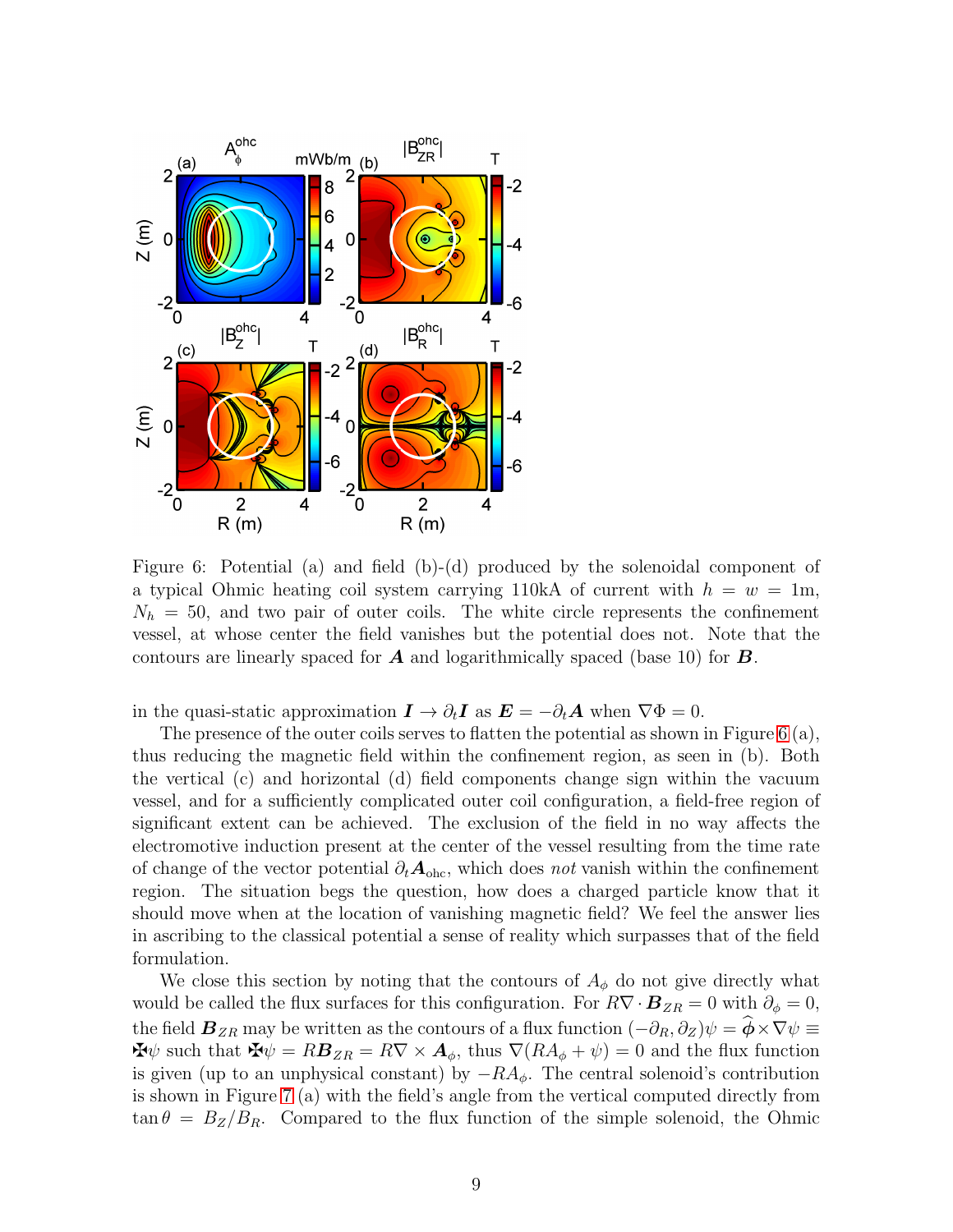Figure 6: Potential (a) and field (b)-(d) produced by the solenoidal component of a typical Ohmic heating coil system carrying 110kA of current with $h = w = 1$m, $N_h = 50$, and two pair of outer coils. The white circle represents the confinement vessel, at whose center the field vanishes but the potential does not. Note that the contours are linearly spaced for $\boldsymbol{A}$ and logarithmically spaced (base 10) for $\boldsymbol{B}$.

in the quasi-static approximation $\boldsymbol{I} \to \partial_t \boldsymbol{I}$ as $\boldsymbol{E} = -\partial_t \boldsymbol{A}$ when $\nabla \Phi = 0$.

The presence of the outer coils serves to flatten the potential as shown in Figure 6 (a), thus reducing the magnetic field within the confinement region, as seen in (b). Both the vertical (c) and horizontal (d) field components change sign within the vacuum vessel, and for a sufficiently complicated outer coil configuration, a field-free region of significant extent can be achieved. The exclusion of the field in no way affects the electromotive induction present at the center of the vessel resulting from the time rate of change of the vector potential $\partial_t \boldsymbol{A}_{\text{ohc}}$, which does *not* vanish within the confinement region. The situation begs the question, how does a charged particle know that it should move when at the location of vanishing magnetic field? We feel the answer lies in ascribing to the classical potential a sense of reality which surpasses that of the field formulation.

We close this section by noting that the contours of $A_\phi$ do not give directly what would be called the flux surfaces for this configuration. For $R\nabla \cdot \boldsymbol{B}_{ZR} = 0$ with $\partial_\phi = 0$, the field $\boldsymbol{B}_{ZR}$ may be written as the contours of a flux function $(-\partial_R, \partial_Z)\psi = \widehat{\boldsymbol{\phi}} \times \nabla\psi \equiv \maltese\psi$ such that $\maltese\psi = R\boldsymbol{B}_{ZR} = R\nabla \times \boldsymbol{A}_\phi$, thus $\nabla(RA_\phi + \psi) = 0$ and the flux function is given (up to an unphysical constant) by $-RA_\phi$. The central solenoid's contribution is shown in Figure 7 (a) with the field's angle from the vertical computed directly from $\tan\theta = B_Z/B_R$. Compared to the flux function of the simple solenoid, the Ohmic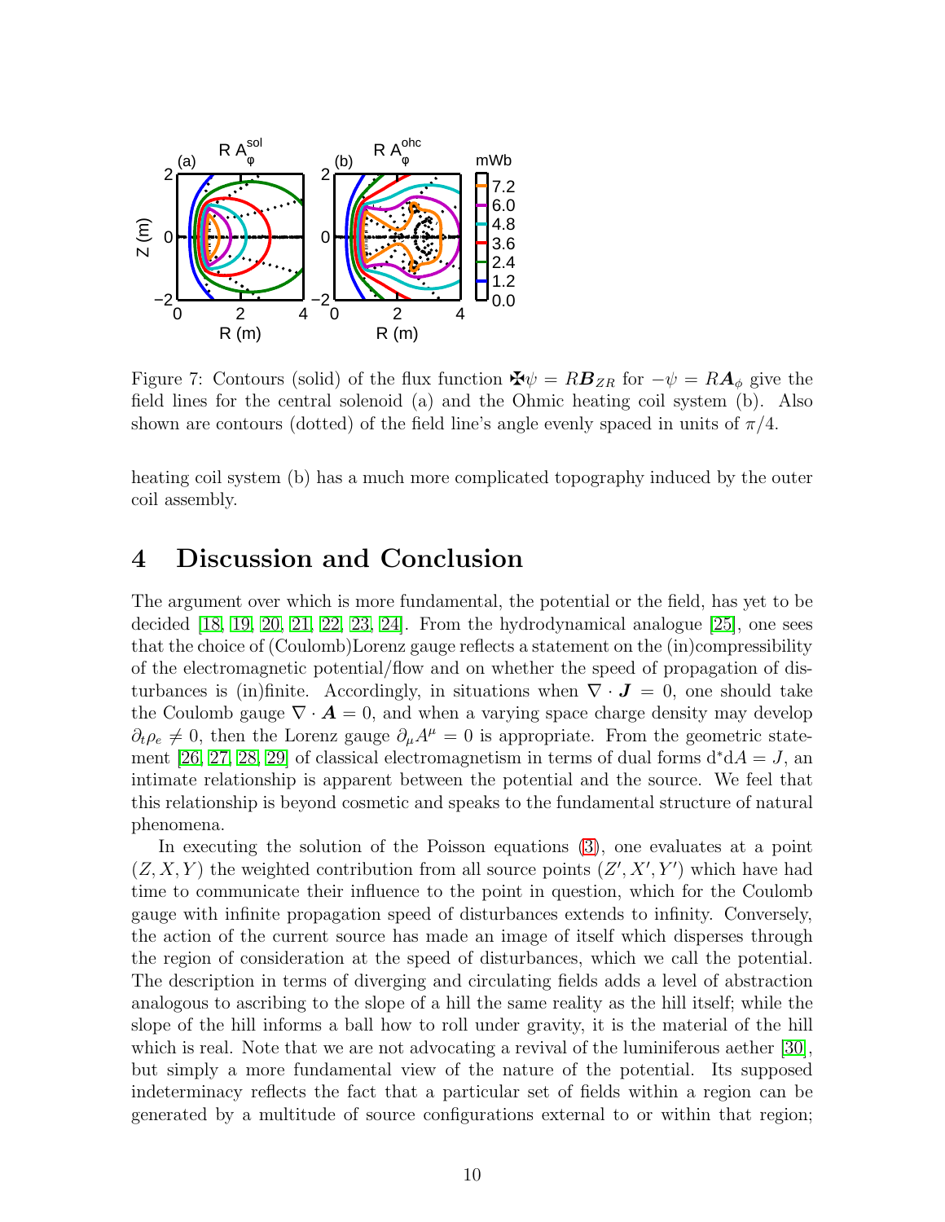Figure 7: Contours (solid) of the flux function $\maltese\psi = R\boldsymbol{B}_{ZR}$ for $-\psi = R\boldsymbol{A}_\phi$ give the field lines for the central solenoid (a) and the Ohmic heating coil system (b). Also shown are contours (dotted) of the field line's angle evenly spaced in units of $\pi/4$.

heating coil system (b) has a much more complicated topography induced by the outer coil assembly.

# 4 Discussion and Conclusion

The argument over which is more fundamental, the potential or the field, has yet to be decided [18, 19, 20, 21, 22, 23, 24]. From the hydrodynamical analogue [25], one sees that the choice of (Coulomb)Lorenz gauge reflects a statement on the (in)compressibility of the electromagnetic potential/flow and on whether the speed of propagation of disturbances is (in)finite. Accordingly, in situations when $\nabla \cdot \boldsymbol{J} = 0$, one should take the Coulomb gauge $\nabla \cdot \boldsymbol{A} = 0$, and when a varying space charge density may develop $\partial_t \rho_e \neq 0$, then the Lorenz gauge $\partial_\mu A^\mu = 0$ is appropriate. From the geometric statement [26, 27, 28, 29] of classical electromagnetism in terms of dual forms $\mathrm{d}^*\mathrm{d}A = J$, an intimate relationship is apparent between the potential and the source. We feel that this relationship is beyond cosmetic and speaks to the fundamental structure of natural phenomena.

In executing the solution of the Poisson equations (3), one evaluates at a point $(Z, X, Y)$ the weighted contribution from all source points $(Z', X', Y')$ which have had time to communicate their influence to the point in question, which for the Coulomb gauge with infinite propagation speed of disturbances extends to infinity. Conversely, the action of the current source has made an image of itself which disperses through the region of consideration at the speed of disturbances, which we call the potential. The description in terms of diverging and circulating fields adds a level of abstraction analogous to ascribing to the slope of a hill the same reality as the hill itself; while the slope of the hill informs a ball how to roll under gravity, it is the material of the hill which is real. Note that we are not advocating a revival of the luminiferous aether [30], but simply a more fundamental view of the nature of the potential. Its supposed indeterminacy reflects the fact that a particular set of fields within a region can be generated by a multitude of source configurations external to or within that region;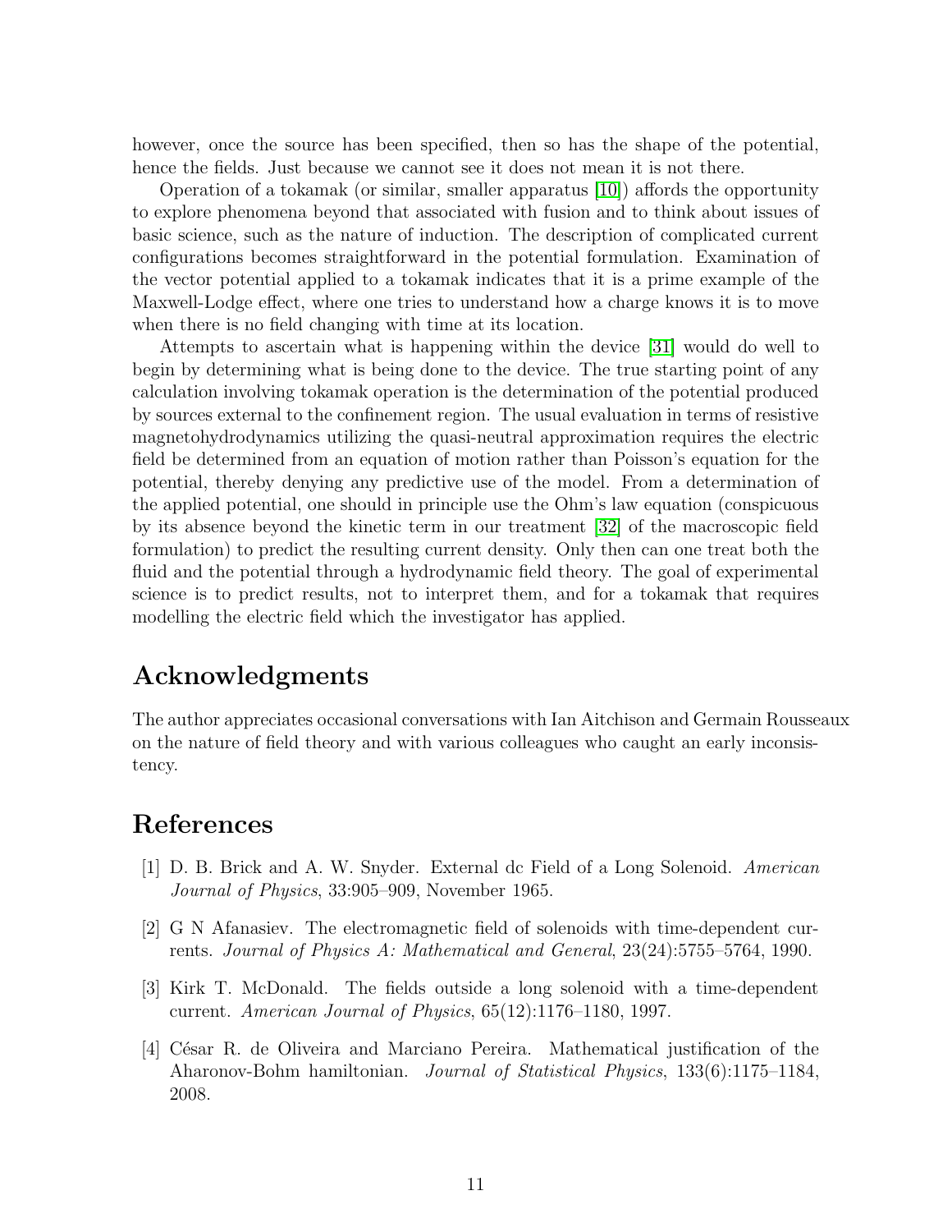however, once the source has been specified, then so has the shape of the potential, hence the fields. Just because we cannot see it does not mean it is not there.

Operation of a tokamak (or similar, smaller apparatus [10]) affords the opportunity to explore phenomena beyond that associated with fusion and to think about issues of basic science, such as the nature of induction. The description of complicated current configurations becomes straightforward in the potential formulation. Examination of the vector potential applied to a tokamak indicates that it is a prime example of the Maxwell-Lodge effect, where one tries to understand how a charge knows it is to move when there is no field changing with time at its location.

Attempts to ascertain what is happening within the device [31] would do well to begin by determining what is being done to the device. The true starting point of any calculation involving tokamak operation is the determination of the potential produced by sources external to the confinement region. The usual evaluation in terms of resistive magnetohydrodynamics utilizing the quasi-neutral approximation requires the electric field be determined from an equation of motion rather than Poisson's equation for the potential, thereby denying any predictive use of the model. From a determination of the applied potential, one should in principle use the Ohm's law equation (conspicuous by its absence beyond the kinetic term in our treatment [32] of the macroscopic field formulation) to predict the resulting current density. Only then can one treat both the fluid and the potential through a hydrodynamic field theory. The goal of experimental science is to predict results, not to interpret them, and for a tokamak that requires modelling the electric field which the investigator has applied.

## Acknowledgments

The author appreciates occasional conversations with Ian Aitchison and Germain Rousseaux on the nature of field theory and with various colleagues who caught an early inconsistency.

## References

[1] D. B. Brick and A. W. Snyder. External dc Field of a Long Solenoid. *American Journal of Physics*, 33:905–909, November 1965.

[2] G N Afanasiev. The electromagnetic field of solenoids with time-dependent currents. *Journal of Physics A: Mathematical and General*, 23(24):5755–5764, 1990.

[3] Kirk T. McDonald. The fields outside a long solenoid with a time-dependent current. *American Journal of Physics*, 65(12):1176–1180, 1997.

[4] César R. de Oliveira and Marciano Pereira. Mathematical justification of the Aharonov-Bohm hamiltonian. *Journal of Statistical Physics*, 133(6):1175–1184, 2008.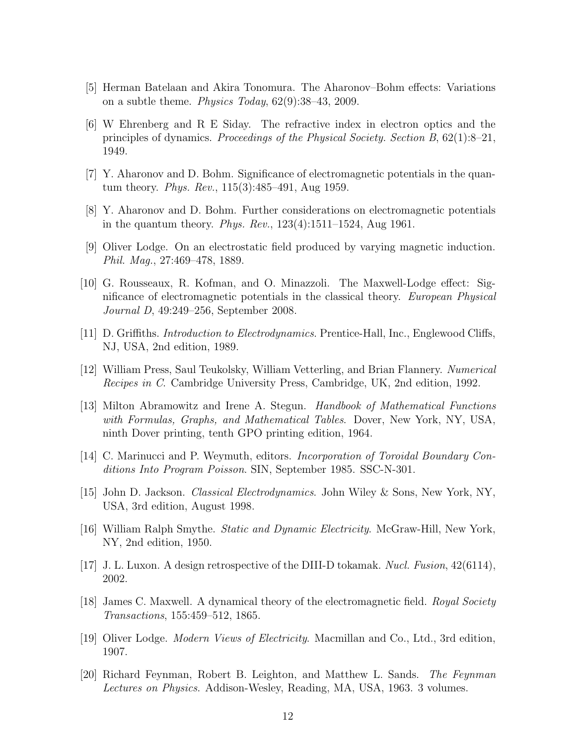[5] Herman Batelaan and Akira Tonomura. The Aharonov–Bohm effects: Variations on a subtle theme. *Physics Today*, 62(9):38–43, 2009.

[6] W Ehrenberg and R E Siday. The refractive index in electron optics and the principles of dynamics. *Proceedings of the Physical Society. Section B*, 62(1):8–21, 1949.

[7] Y. Aharonov and D. Bohm. Significance of electromagnetic potentials in the quantum theory. *Phys. Rev.*, 115(3):485–491, Aug 1959.

[8] Y. Aharonov and D. Bohm. Further considerations on electromagnetic potentials in the quantum theory. *Phys. Rev.*, 123(4):1511–1524, Aug 1961.

[9] Oliver Lodge. On an electrostatic field produced by varying magnetic induction. *Phil. Mag.*, 27:469–478, 1889.

[10] G. Rousseaux, R. Kofman, and O. Minazzoli. The Maxwell-Lodge effect: Significance of electromagnetic potentials in the classical theory. *European Physical Journal D*, 49:249–256, September 2008.

[11] D. Griffiths. *Introduction to Electrodynamics*. Prentice-Hall, Inc., Englewood Cliffs, NJ, USA, 2nd edition, 1989.

[12] William Press, Saul Teukolsky, William Vetterling, and Brian Flannery. *Numerical Recipes in C*. Cambridge University Press, Cambridge, UK, 2nd edition, 1992.

[13] Milton Abramowitz and Irene A. Stegun. *Handbook of Mathematical Functions with Formulas, Graphs, and Mathematical Tables*. Dover, New York, NY, USA, ninth Dover printing, tenth GPO printing edition, 1964.

[14] C. Marinucci and P. Weymuth, editors. *Incorporation of Toroidal Boundary Conditions Into Program Poisson*. SIN, September 1985. SSC-N-301.

[15] John D. Jackson. *Classical Electrodynamics*. John Wiley & Sons, New York, NY, USA, 3rd edition, August 1998.

[16] William Ralph Smythe. *Static and Dynamic Electricity*. McGraw-Hill, New York, NY, 2nd edition, 1950.

[17] J. L. Luxon. A design retrospective of the DIII-D tokamak. *Nucl. Fusion*, 42(6114), 2002.

[18] James C. Maxwell. A dynamical theory of the electromagnetic field. *Royal Society Transactions*, 155:459–512, 1865.

[19] Oliver Lodge. *Modern Views of Electricity*. Macmillan and Co., Ltd., 3rd edition, 1907.

[20] Richard Feynman, Robert B. Leighton, and Matthew L. Sands. *The Feynman Lectures on Physics*. Addison-Wesley, Reading, MA, USA, 1963. 3 volumes.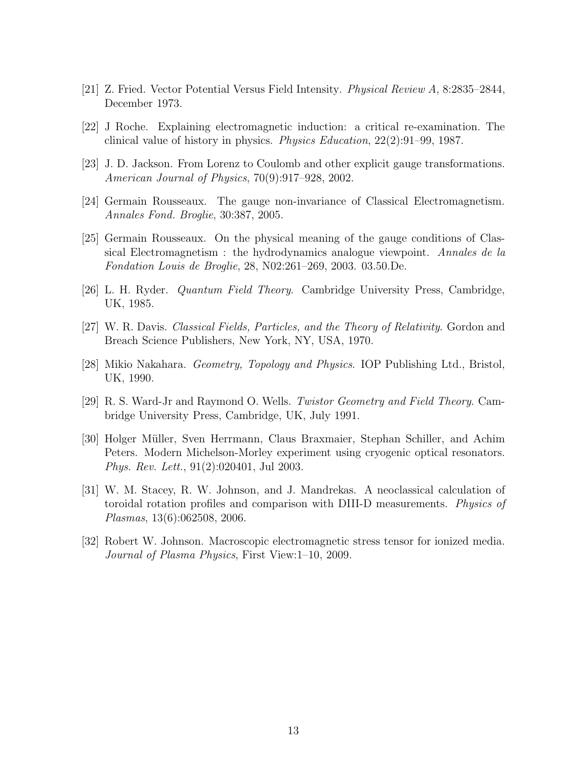[21] Z. Fried. Vector Potential Versus Field Intensity. *Physical Review A*, 8:2835–2844, December 1973.

[22] J Roche. Explaining electromagnetic induction: a critical re-examination. The clinical value of history in physics. *Physics Education*, 22(2):91–99, 1987.

[23] J. D. Jackson. From Lorenz to Coulomb and other explicit gauge transformations. *American Journal of Physics*, 70(9):917–928, 2002.

[24] Germain Rousseaux. The gauge non-invariance of Classical Electromagnetism. *Annales Fond. Broglie*, 30:387, 2005.

[25] Germain Rousseaux. On the physical meaning of the gauge conditions of Classical Electromagnetism : the hydrodynamics analogue viewpoint. *Annales de la Fondation Louis de Broglie*, 28, N02:261–269, 2003. 03.50.De.

[26] L. H. Ryder. *Quantum Field Theory*. Cambridge University Press, Cambridge, UK, 1985.

[27] W. R. Davis. *Classical Fields, Particles, and the Theory of Relativity*. Gordon and Breach Science Publishers, New York, NY, USA, 1970.

[28] Mikio Nakahara. *Geometry, Topology and Physics*. IOP Publishing Ltd., Bristol, UK, 1990.

[29] R. S. Ward-Jr and Raymond O. Wells. *Twistor Geometry and Field Theory*. Cambridge University Press, Cambridge, UK, July 1991.

[30] Holger Müller, Sven Herrmann, Claus Braxmaier, Stephan Schiller, and Achim Peters. Modern Michelson-Morley experiment using cryogenic optical resonators. *Phys. Rev. Lett.*, 91(2):020401, Jul 2003.

[31] W. M. Stacey, R. W. Johnson, and J. Mandrekas. A neoclassical calculation of toroidal rotation profiles and comparison with DIII-D measurements. *Physics of Plasmas*, 13(6):062508, 2006.

[32] Robert W. Johnson. Macroscopic electromagnetic stress tensor for ionized media. *Journal of Plasma Physics*, First View:1–10, 2009.